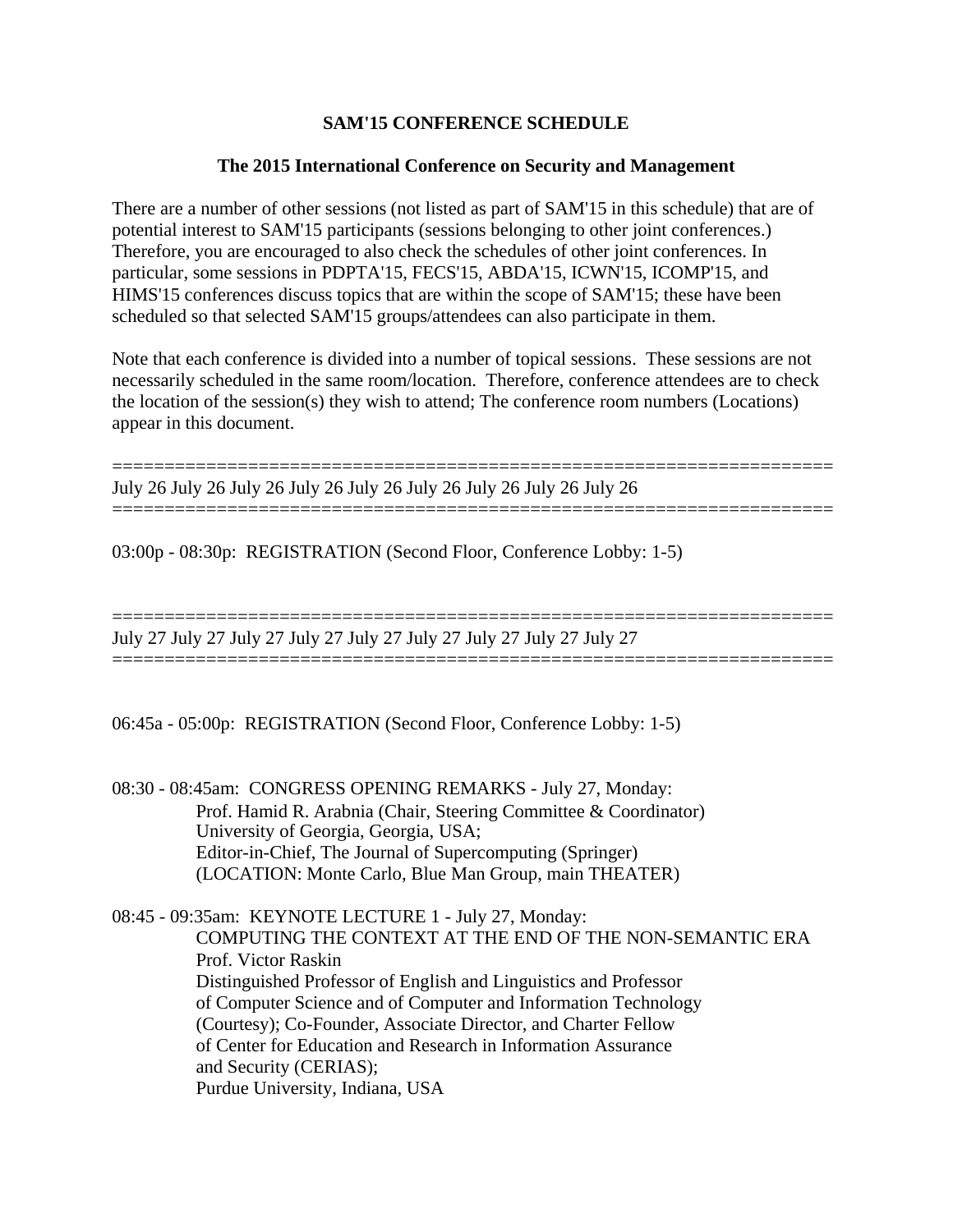**SAM'15 CONFERENCE SCHEDULE**

**The 2015 International Conference on Security and Management**

There are a number of other sessions (not listed as part of SAM'15 in this schedule) that are of potential interest to SAM'15 participants (sessions belonging to other joint conferences.) Therefore, you are encouraged to also check the schedules of other joint conferences. In particular, some sessions in PDPTA'15, FECS'15, ABDA'15, ICWN'15, ICOMP'15, and HIMS'15 conferences discuss topics that are within the scope of SAM'15; these have been scheduled so that selected SAM'15 groups/attendees can also participate in them.

Note that each conference is divided into a number of topical sessions. These sessions are not necessarily scheduled in the same room/location. Therefore, conference attendees are to check the location of the session(s) they wish to attend; The conference room numbers (Locations) appear in this document.

====================================================================
July 26 July 26 July 26 July 26 July 26 July 26 July 26 July 26 July 26
====================================================================

03:00p - 08:30p: REGISTRATION (Second Floor, Conference Lobby: 1-5)

====================================================================
July 27 July 27 July 27 July 27 July 27 July 27 July 27 July 27 July 27
====================================================================

06:45a - 05:00p: REGISTRATION (Second Floor, Conference Lobby: 1-5)

08:30 - 08:45am: CONGRESS OPENING REMARKS - July 27, Monday:
Prof. Hamid R. Arabnia (Chair, Steering Committee & Coordinator)
University of Georgia, Georgia, USA;
Editor-in-Chief, The Journal of Supercomputing (Springer)
(LOCATION: Monte Carlo, Blue Man Group, main THEATER)

08:45 - 09:35am: KEYNOTE LECTURE 1 - July 27, Monday:
COMPUTING THE CONTEXT AT THE END OF THE NON-SEMANTIC ERA
Prof. Victor Raskin
Distinguished Professor of English and Linguistics and Professor of Computer Science and of Computer and Information Technology (Courtesy); Co-Founder, Associate Director, and Charter Fellow of Center for Education and Research in Information Assurance and Security (CERIAS);
Purdue University, Indiana, USA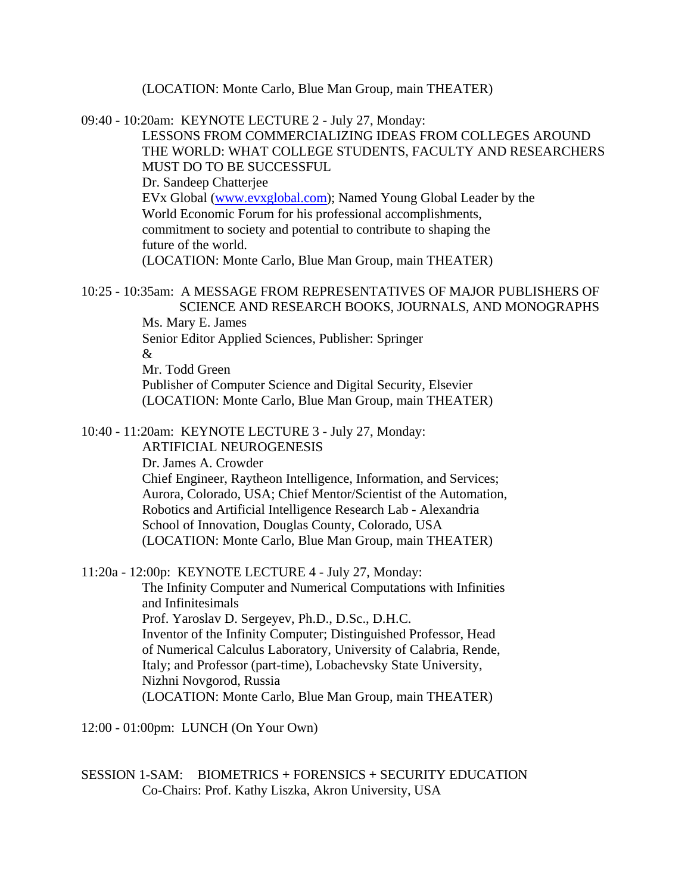(LOCATION: Monte Carlo, Blue Man Group, main THEATER)

09:40 - 10:20am: KEYNOTE LECTURE 2 - July 27, Monday:

LESSONS FROM COMMERCIALIZING IDEAS FROM COLLEGES AROUND THE WORLD: WHAT COLLEGE STUDENTS, FACULTY AND RESEARCHERS MUST DO TO BE SUCCESSFUL
Dr. Sandeep Chatterjee
EVx Global (www.evxglobal.com); Named Young Global Leader by the World Economic Forum for his professional accomplishments, commitment to society and potential to contribute to shaping the future of the world.
(LOCATION: Monte Carlo, Blue Man Group, main THEATER)

10:25 - 10:35am: A MESSAGE FROM REPRESENTATIVES OF MAJOR PUBLISHERS OF SCIENCE AND RESEARCH BOOKS, JOURNALS, AND MONOGRAPHS

Ms. Mary E. James
Senior Editor Applied Sciences, Publisher: Springer
&
Mr. Todd Green
Publisher of Computer Science and Digital Security, Elsevier
(LOCATION: Monte Carlo, Blue Man Group, main THEATER)

10:40 - 11:20am: KEYNOTE LECTURE 3 - July 27, Monday:

ARTIFICIAL NEUROGENESIS
Dr. James A. Crowder
Chief Engineer, Raytheon Intelligence, Information, and Services; Aurora, Colorado, USA; Chief Mentor/Scientist of the Automation, Robotics and Artificial Intelligence Research Lab - Alexandria School of Innovation, Douglas County, Colorado, USA
(LOCATION: Monte Carlo, Blue Man Group, main THEATER)

11:20a - 12:00p: KEYNOTE LECTURE 4 - July 27, Monday:

The Infinity Computer and Numerical Computations with Infinities and Infinitesimals
Prof. Yaroslav D. Sergeyev, Ph.D., D.Sc., D.H.C.
Inventor of the Infinity Computer; Distinguished Professor, Head of Numerical Calculus Laboratory, University of Calabria, Rende, Italy; and Professor (part-time), Lobachevsky State University, Nizhni Novgorod, Russia
(LOCATION: Monte Carlo, Blue Man Group, main THEATER)

12:00 - 01:00pm: LUNCH (On Your Own)

SESSION 1-SAM: BIOMETRICS + FORENSICS + SECURITY EDUCATION
Co-Chairs: Prof. Kathy Liszka, Akron University, USA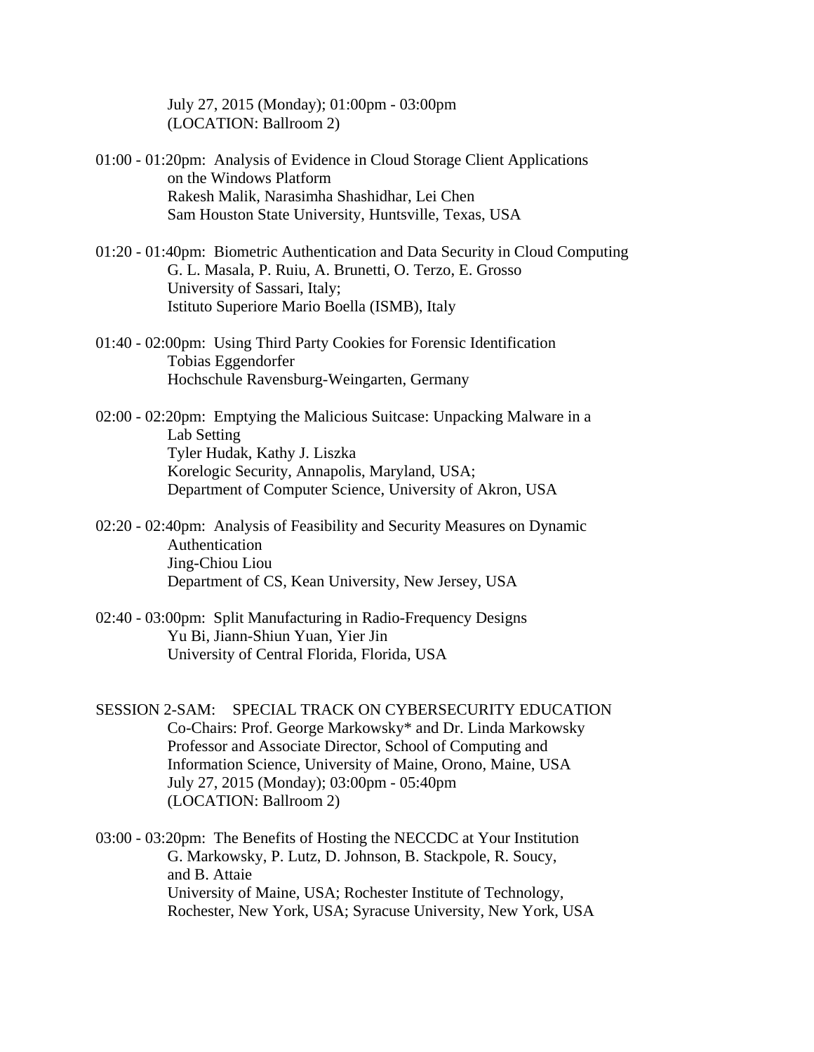July 27, 2015 (Monday); 01:00pm - 03:00pm
(LOCATION: Ballroom 2)

01:00 - 01:20pm: Analysis of Evidence in Cloud Storage Client Applications on the Windows Platform
Rakesh Malik, Narasimha Shashidhar, Lei Chen
Sam Houston State University, Huntsville, Texas, USA

01:20 - 01:40pm: Biometric Authentication and Data Security in Cloud Computing
G. L. Masala, P. Ruiu, A. Brunetti, O. Terzo, E. Grosso
University of Sassari, Italy;
Istituto Superiore Mario Boella (ISMB), Italy

01:40 - 02:00pm: Using Third Party Cookies for Forensic Identification
Tobias Eggendorfer
Hochschule Ravensburg-Weingarten, Germany

02:00 - 02:20pm: Emptying the Malicious Suitcase: Unpacking Malware in a Lab Setting
Tyler Hudak, Kathy J. Liszka
Korelogic Security, Annapolis, Maryland, USA;
Department of Computer Science, University of Akron, USA

02:20 - 02:40pm: Analysis of Feasibility and Security Measures on Dynamic Authentication
Jing-Chiou Liou
Department of CS, Kean University, New Jersey, USA

02:40 - 03:00pm: Split Manufacturing in Radio-Frequency Designs
Yu Bi, Jiann-Shiun Yuan, Yier Jin
University of Central Florida, Florida, USA

SESSION 2-SAM: SPECIAL TRACK ON CYBERSECURITY EDUCATION
Co-Chairs: Prof. George Markowsky* and Dr. Linda Markowsky
Professor and Associate Director, School of Computing and Information Science, University of Maine, Orono, Maine, USA
July 27, 2015 (Monday); 03:00pm - 05:40pm
(LOCATION: Ballroom 2)

03:00 - 03:20pm: The Benefits of Hosting the NECCDC at Your Institution
G. Markowsky, P. Lutz, D. Johnson, B. Stackpole, R. Soucy, and B. Attaie
University of Maine, USA; Rochester Institute of Technology, Rochester, New York, USA; Syracuse University, New York, USA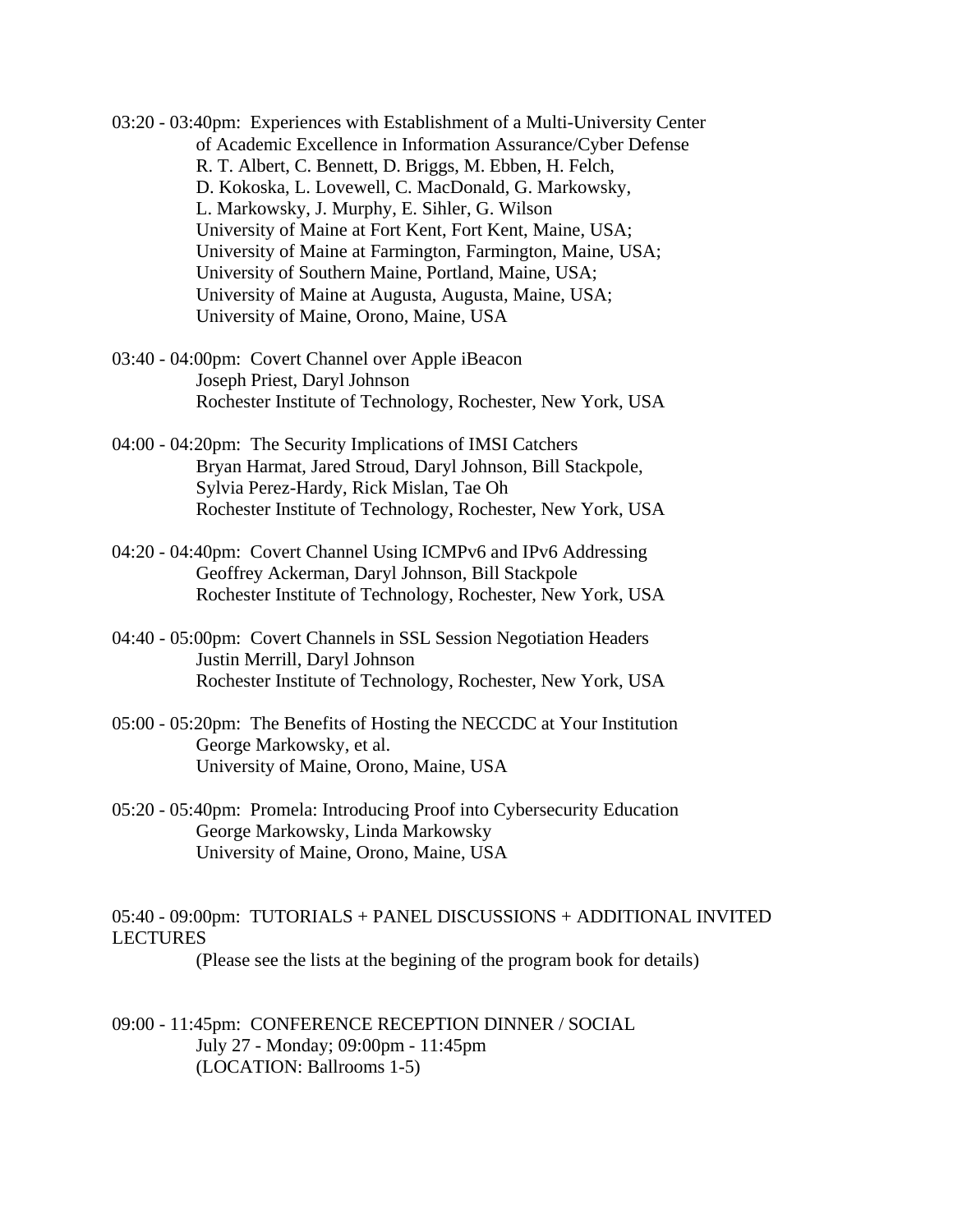03:20 - 03:40pm: Experiences with Establishment of a Multi-University Center of Academic Excellence in Information Assurance/Cyber Defense
R. T. Albert, C. Bennett, D. Briggs, M. Ebben, H. Felch,
D. Kokoska, L. Lovewell, C. MacDonald, G. Markowsky,
L. Markowsky, J. Murphy, E. Sihler, G. Wilson
University of Maine at Fort Kent, Fort Kent, Maine, USA;
University of Maine at Farmington, Farmington, Maine, USA;
University of Southern Maine, Portland, Maine, USA;
University of Maine at Augusta, Augusta, Maine, USA;
University of Maine, Orono, Maine, USA

03:40 - 04:00pm: Covert Channel over Apple iBeacon
Joseph Priest, Daryl Johnson
Rochester Institute of Technology, Rochester, New York, USA

04:00 - 04:20pm: The Security Implications of IMSI Catchers
Bryan Harmat, Jared Stroud, Daryl Johnson, Bill Stackpole,
Sylvia Perez-Hardy, Rick Mislan, Tae Oh
Rochester Institute of Technology, Rochester, New York, USA

04:20 - 04:40pm: Covert Channel Using ICMPv6 and IPv6 Addressing
Geoffrey Ackerman, Daryl Johnson, Bill Stackpole
Rochester Institute of Technology, Rochester, New York, USA

04:40 - 05:00pm: Covert Channels in SSL Session Negotiation Headers
Justin Merrill, Daryl Johnson
Rochester Institute of Technology, Rochester, New York, USA

05:00 - 05:20pm: The Benefits of Hosting the NECCDC at Your Institution
George Markowsky, et al.
University of Maine, Orono, Maine, USA

05:20 - 05:40pm: Promela: Introducing Proof into Cybersecurity Education
George Markowsky, Linda Markowsky
University of Maine, Orono, Maine, USA

05:40 - 09:00pm: TUTORIALS + PANEL DISCUSSIONS + ADDITIONAL INVITED LECTURES
(Please see the lists at the begining of the program book for details)

09:00 - 11:45pm: CONFERENCE RECEPTION DINNER / SOCIAL
July 27 - Monday; 09:00pm - 11:45pm
(LOCATION: Ballrooms 1-5)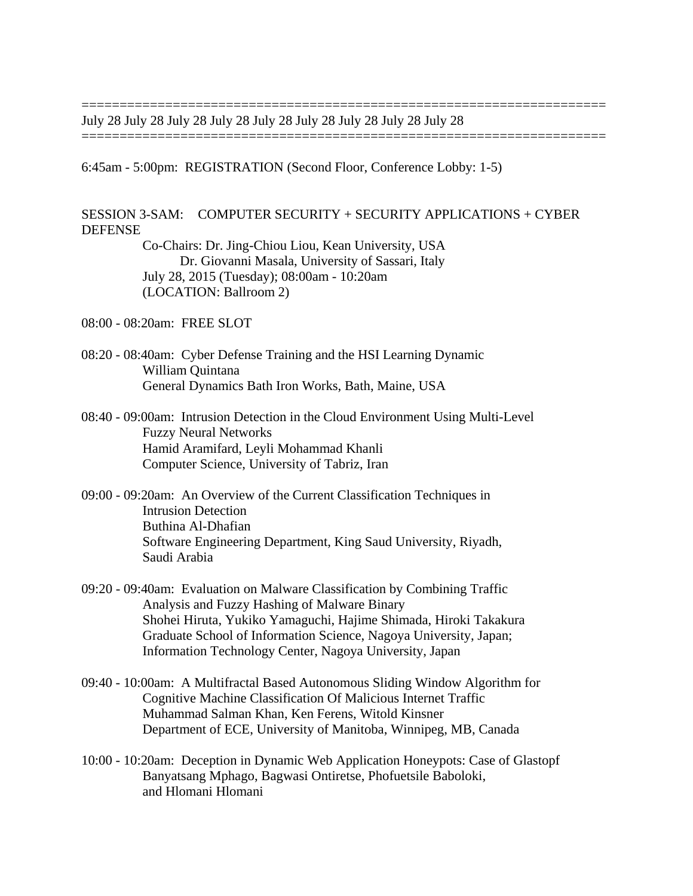=====================================================================
July 28 July 28 July 28 July 28 July 28 July 28 July 28 July 28 July 28
=====================================================================

6:45am - 5:00pm: REGISTRATION (Second Floor, Conference Lobby: 1-5)

SESSION 3-SAM: COMPUTER SECURITY + SECURITY APPLICATIONS + CYBER DEFENSE

Co-Chairs: Dr. Jing-Chiou Liou, Kean University, USA
Dr. Giovanni Masala, University of Sassari, Italy
July 28, 2015 (Tuesday); 08:00am - 10:20am
(LOCATION: Ballroom 2)

08:00 - 08:20am: FREE SLOT

08:20 - 08:40am: Cyber Defense Training and the HSI Learning Dynamic
William Quintana
General Dynamics Bath Iron Works, Bath, Maine, USA

08:40 - 09:00am: Intrusion Detection in the Cloud Environment Using Multi-Level Fuzzy Neural Networks
Hamid Aramifard, Leyli Mohammad Khanli
Computer Science, University of Tabriz, Iran

09:00 - 09:20am: An Overview of the Current Classification Techniques in Intrusion Detection
Buthina Al-Dhafian
Software Engineering Department, King Saud University, Riyadh, Saudi Arabia

09:20 - 09:40am: Evaluation on Malware Classification by Combining Traffic Analysis and Fuzzy Hashing of Malware Binary
Shohei Hiruta, Yukiko Yamaguchi, Hajime Shimada, Hiroki Takakura
Graduate School of Information Science, Nagoya University, Japan;
Information Technology Center, Nagoya University, Japan

09:40 - 10:00am: A Multifractal Based Autonomous Sliding Window Algorithm for Cognitive Machine Classification Of Malicious Internet Traffic
Muhammad Salman Khan, Ken Ferens, Witold Kinsner
Department of ECE, University of Manitoba, Winnipeg, MB, Canada

10:00 - 10:20am: Deception in Dynamic Web Application Honeypots: Case of Glastopf
Banyatsang Mphago, Bagwasi Ontiretse, Phofuetsile Baboloki, and Hlomani Hlomani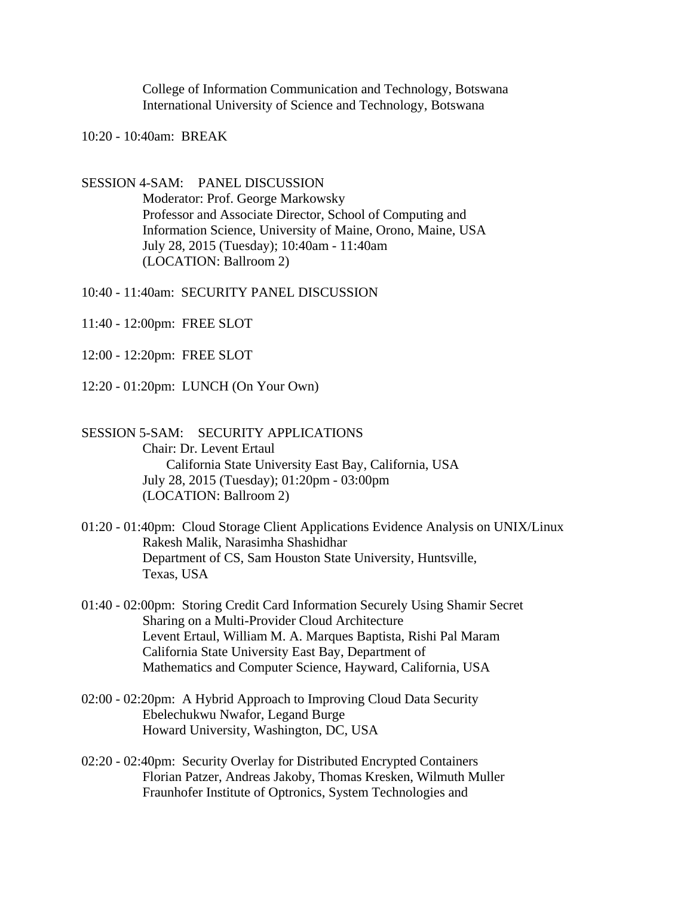College of Information Communication and Technology, Botswana
International University of Science and Technology, Botswana

10:20 - 10:40am: BREAK

SESSION 4-SAM: PANEL DISCUSSION
Moderator: Prof. George Markowsky
Professor and Associate Director, School of Computing and Information Science, University of Maine, Orono, Maine, USA
July 28, 2015 (Tuesday); 10:40am - 11:40am
(LOCATION: Ballroom 2)

10:40 - 11:40am: SECURITY PANEL DISCUSSION

11:40 - 12:00pm: FREE SLOT

12:00 - 12:20pm: FREE SLOT

12:20 - 01:20pm: LUNCH (On Your Own)

SESSION 5-SAM: SECURITY APPLICATIONS
Chair: Dr. Levent Ertaul
California State University East Bay, California, USA
July 28, 2015 (Tuesday); 01:20pm - 03:00pm
(LOCATION: Ballroom 2)

01:20 - 01:40pm: Cloud Storage Client Applications Evidence Analysis on UNIX/Linux
Rakesh Malik, Narasimha Shashidhar
Department of CS, Sam Houston State University, Huntsville, Texas, USA

01:40 - 02:00pm: Storing Credit Card Information Securely Using Shamir Secret Sharing on a Multi-Provider Cloud Architecture
Levent Ertaul, William M. A. Marques Baptista, Rishi Pal Maram
California State University East Bay, Department of Mathematics and Computer Science, Hayward, California, USA

02:00 - 02:20pm: A Hybrid Approach to Improving Cloud Data Security
Ebelechukwu Nwafor, Legand Burge
Howard University, Washington, DC, USA

02:20 - 02:40pm: Security Overlay for Distributed Encrypted Containers
Florian Patzer, Andreas Jakoby, Thomas Kresken, Wilmuth Muller
Fraunhofer Institute of Optronics, System Technologies and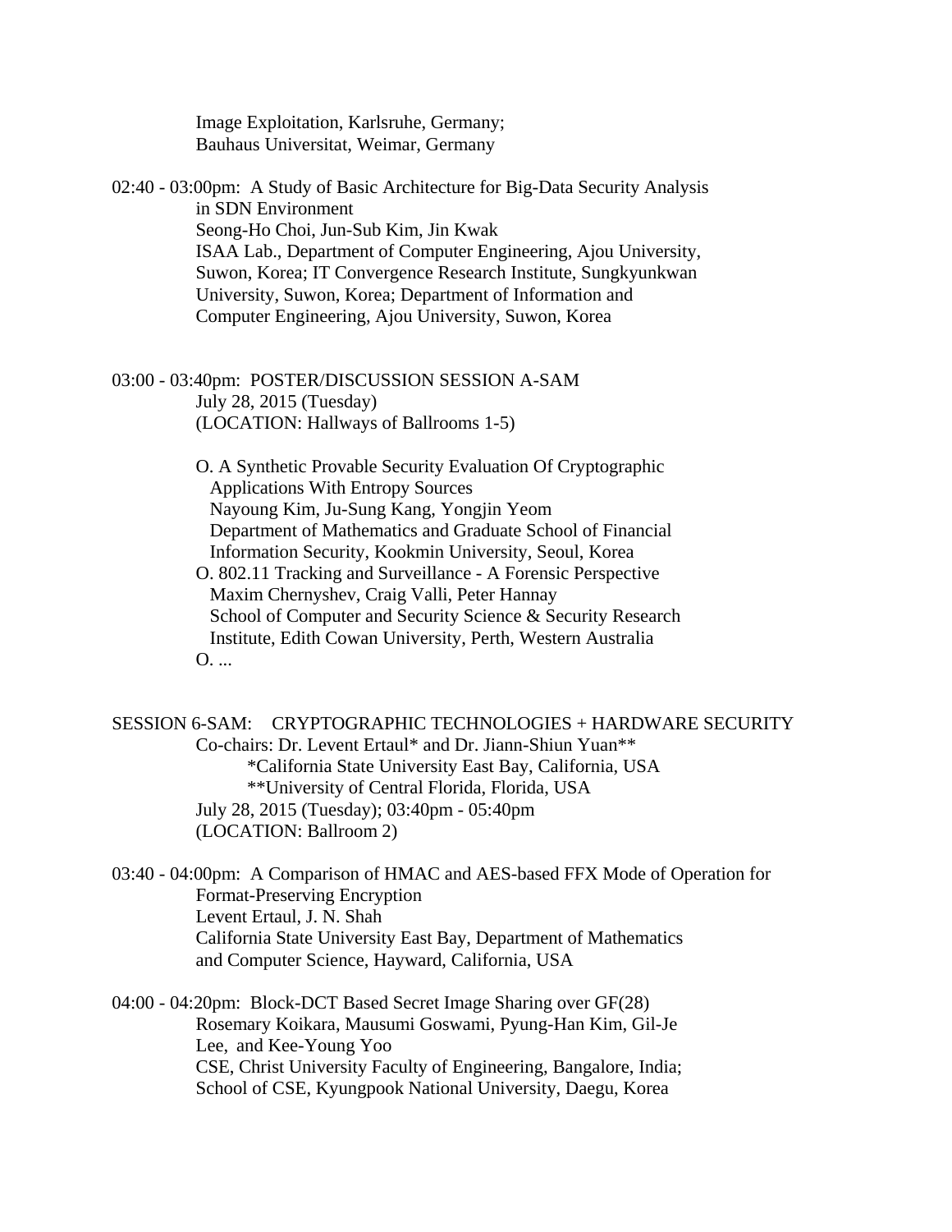Image Exploitation, Karlsruhe, Germany;
Bauhaus Universitat, Weimar, Germany

02:40 - 03:00pm: A Study of Basic Architecture for Big-Data Security Analysis in SDN Environment
Seong-Ho Choi, Jun-Sub Kim, Jin Kwak
ISAA Lab., Department of Computer Engineering, Ajou University, Suwon, Korea; IT Convergence Research Institute, Sungkyunkwan University, Suwon, Korea; Department of Information and Computer Engineering, Ajou University, Suwon, Korea

03:00 - 03:40pm: POSTER/DISCUSSION SESSION A-SAM
July 28, 2015 (Tuesday)
(LOCATION: Hallways of Ballrooms 1-5)

O. A Synthetic Provable Security Evaluation Of Cryptographic Applications With Entropy Sources
Nayoung Kim, Ju-Sung Kang, Yongjin Yeom
Department of Mathematics and Graduate School of Financial Information Security, Kookmin University, Seoul, Korea

O. 802.11 Tracking and Surveillance - A Forensic Perspective
Maxim Chernyshev, Craig Valli, Peter Hannay
School of Computer and Security Science & Security Research Institute, Edith Cowan University, Perth, Western Australia

O. ...

## SESSION 6-SAM: CRYPTOGRAPHIC TECHNOLOGIES + HARDWARE SECURITY

Co-chairs: Dr. Levent Ertaul* and Dr. Jiann-Shiun Yuan**
*California State University East Bay, California, USA
**University of Central Florida, Florida, USA
July 28, 2015 (Tuesday); 03:40pm - 05:40pm
(LOCATION: Ballroom 2)

03:40 - 04:00pm: A Comparison of HMAC and AES-based FFX Mode of Operation for Format-Preserving Encryption
Levent Ertaul, J. N. Shah
California State University East Bay, Department of Mathematics and Computer Science, Hayward, California, USA

04:00 - 04:20pm: Block-DCT Based Secret Image Sharing over GF(28)
Rosemary Koikara, Mausumi Goswami, Pyung-Han Kim, Gil-Je Lee, and Kee-Young Yoo
CSE, Christ University Faculty of Engineering, Bangalore, India; School of CSE, Kyungpook National University, Daegu, Korea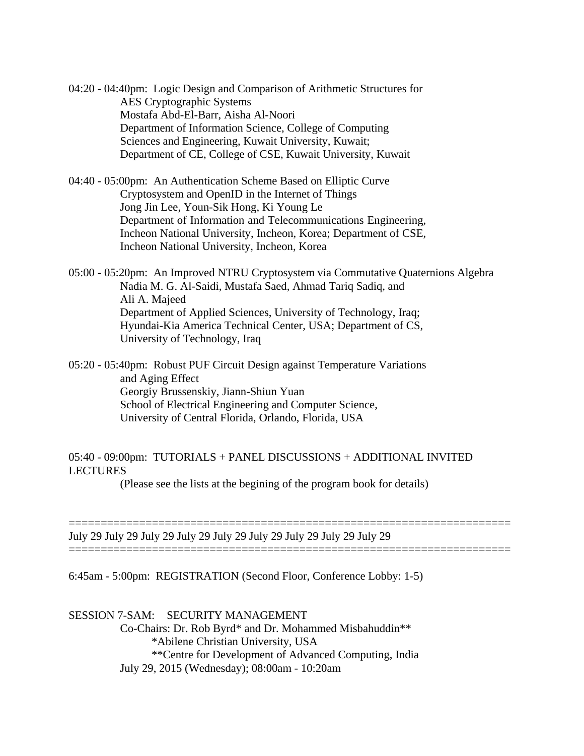04:20 - 04:40pm: Logic Design and Comparison of Arithmetic Structures for
AES Cryptographic Systems
Mostafa Abd-El-Barr, Aisha Al-Noori
Department of Information Science, College of Computing
Sciences and Engineering, Kuwait University, Kuwait;
Department of CE, College of CSE, Kuwait University, Kuwait

04:40 - 05:00pm: An Authentication Scheme Based on Elliptic Curve
Cryptosystem and OpenID in the Internet of Things
Jong Jin Lee, Youn-Sik Hong, Ki Young Le
Department of Information and Telecommunications Engineering,
Incheon National University, Incheon, Korea; Department of CSE,
Incheon National University, Incheon, Korea

05:00 - 05:20pm: An Improved NTRU Cryptosystem via Commutative Quaternions Algebra
Nadia M. G. Al-Saidi, Mustafa Saed, Ahmad Tariq Sadiq, and
Ali A. Majeed
Department of Applied Sciences, University of Technology, Iraq;
Hyundai-Kia America Technical Center, USA; Department of CS,
University of Technology, Iraq

05:20 - 05:40pm: Robust PUF Circuit Design against Temperature Variations
and Aging Effect
Georgiy Brussenskiy, Jiann-Shiun Yuan
School of Electrical Engineering and Computer Science,
University of Central Florida, Orlando, Florida, USA

05:40 - 09:00pm: TUTORIALS + PANEL DISCUSSIONS + ADDITIONAL INVITED LECTURES
(Please see the lists at the begining of the program book for details)

=====================================================================
July 29 July 29 July 29 July 29 July 29 July 29 July 29 July 29 July 29
=====================================================================

6:45am - 5:00pm: REGISTRATION (Second Floor, Conference Lobby: 1-5)

SESSION 7-SAM: SECURITY MANAGEMENT
Co-Chairs: Dr. Rob Byrd* and Dr. Mohammed Misbahuddin**
*Abilene Christian University, USA
**Centre for Development of Advanced Computing, India
July 29, 2015 (Wednesday); 08:00am - 10:20am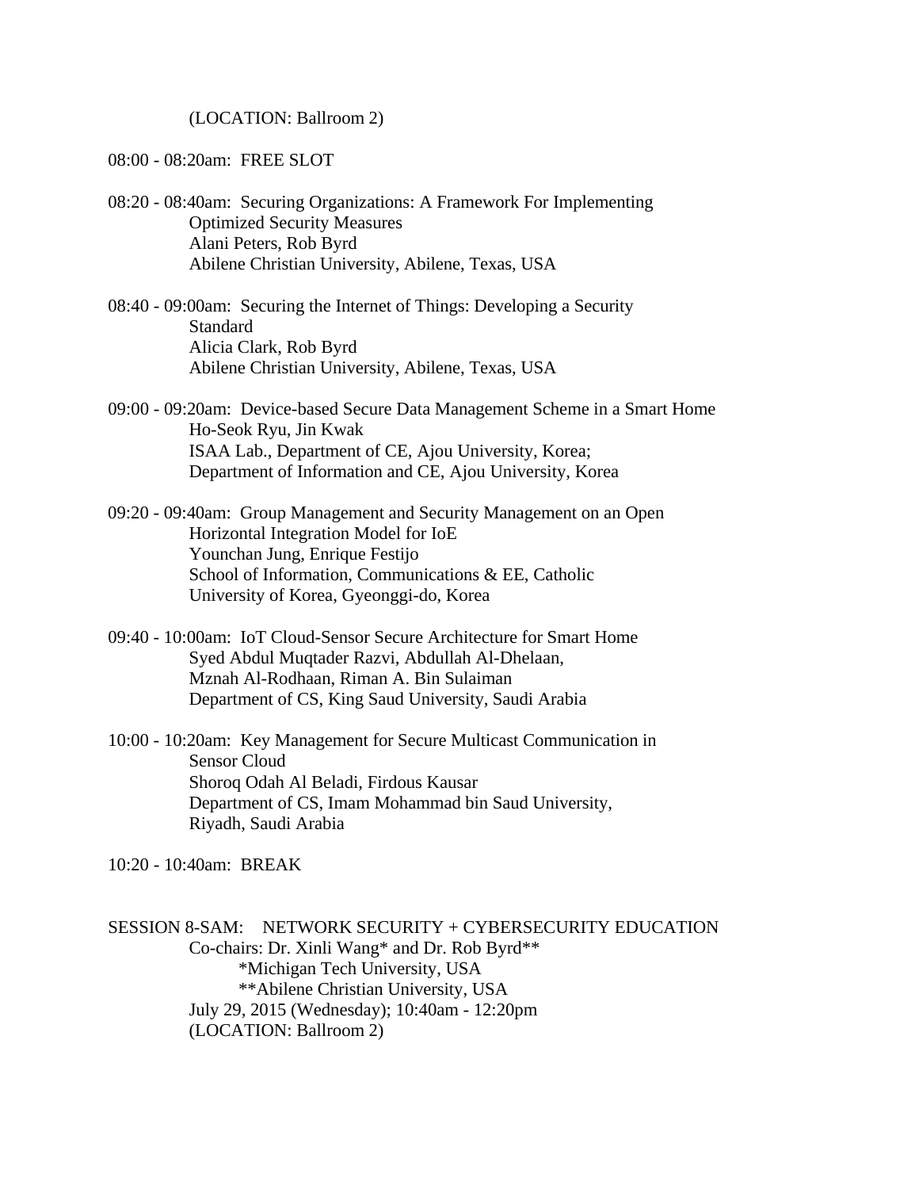(LOCATION: Ballroom 2)

08:00 - 08:20am: FREE SLOT

08:20 - 08:40am: Securing Organizations: A Framework For Implementing Optimized Security Measures
Alani Peters, Rob Byrd
Abilene Christian University, Abilene, Texas, USA

08:40 - 09:00am: Securing the Internet of Things: Developing a Security Standard
Alicia Clark, Rob Byrd
Abilene Christian University, Abilene, Texas, USA

09:00 - 09:20am: Device-based Secure Data Management Scheme in a Smart Home
Ho-Seok Ryu, Jin Kwak
ISAA Lab., Department of CE, Ajou University, Korea;
Department of Information and CE, Ajou University, Korea

09:20 - 09:40am: Group Management and Security Management on an Open Horizontal Integration Model for IoE
Younchan Jung, Enrique Festijo
School of Information, Communications & EE, Catholic University of Korea, Gyeonggi-do, Korea

09:40 - 10:00am: IoT Cloud-Sensor Secure Architecture for Smart Home
Syed Abdul Muqtader Razvi, Abdullah Al-Dhelaan, Mznah Al-Rodhaan, Riman A. Bin Sulaiman
Department of CS, King Saud University, Saudi Arabia

10:00 - 10:20am: Key Management for Secure Multicast Communication in Sensor Cloud
Shoroq Odah Al Beladi, Firdous Kausar
Department of CS, Imam Mohammad bin Saud University, Riyadh, Saudi Arabia

10:20 - 10:40am: BREAK

SESSION 8-SAM: NETWORK SECURITY + CYBERSECURITY EDUCATION
Co-chairs: Dr. Xinli Wang* and Dr. Rob Byrd**
*Michigan Tech University, USA
**Abilene Christian University, USA
July 29, 2015 (Wednesday); 10:40am - 12:20pm
(LOCATION: Ballroom 2)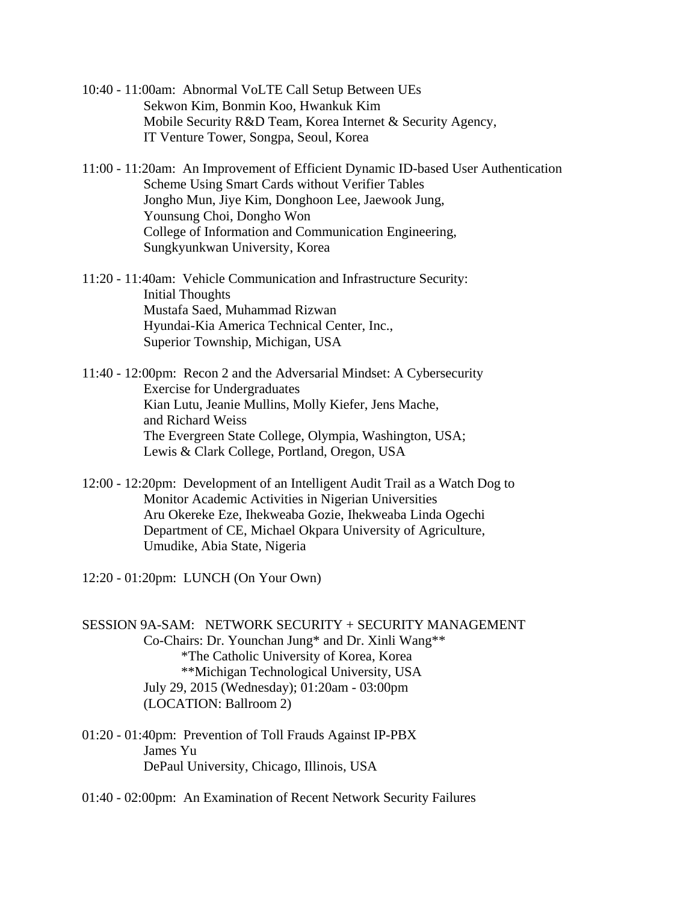10:40 - 11:00am: Abnormal VoLTE Call Setup Between UEs
Sekwon Kim, Bonmin Koo, Hwankuk Kim
Mobile Security R&D Team, Korea Internet & Security Agency,
IT Venture Tower, Songpa, Seoul, Korea

11:00 - 11:20am: An Improvement of Efficient Dynamic ID-based User Authentication Scheme Using Smart Cards without Verifier Tables
Jongho Mun, Jiye Kim, Donghoon Lee, Jaewook Jung,
Younsung Choi, Dongho Won
College of Information and Communication Engineering,
Sungkyunkwan University, Korea

11:20 - 11:40am: Vehicle Communication and Infrastructure Security: Initial Thoughts
Mustafa Saed, Muhammad Rizwan
Hyundai-Kia America Technical Center, Inc.,
Superior Township, Michigan, USA

11:40 - 12:00pm: Recon 2 and the Adversarial Mindset: A Cybersecurity Exercise for Undergraduates
Kian Lutu, Jeanie Mullins, Molly Kiefer, Jens Mache,
and Richard Weiss
The Evergreen State College, Olympia, Washington, USA;
Lewis & Clark College, Portland, Oregon, USA

12:00 - 12:20pm: Development of an Intelligent Audit Trail as a Watch Dog to Monitor Academic Activities in Nigerian Universities
Aru Okereke Eze, Ihekweaba Gozie, Ihekweaba Linda Ogechi
Department of CE, Michael Okpara University of Agriculture,
Umudike, Abia State, Nigeria

12:20 - 01:20pm: LUNCH (On Your Own)

SESSION 9A-SAM: NETWORK SECURITY + SECURITY MANAGEMENT
Co-Chairs: Dr. Younchan Jung* and Dr. Xinli Wang**
*The Catholic University of Korea, Korea
**Michigan Technological University, USA
July 29, 2015 (Wednesday); 01:20am - 03:00pm
(LOCATION: Ballroom 2)

01:20 - 01:40pm: Prevention of Toll Frauds Against IP-PBX
James Yu
DePaul University, Chicago, Illinois, USA

01:40 - 02:00pm: An Examination of Recent Network Security Failures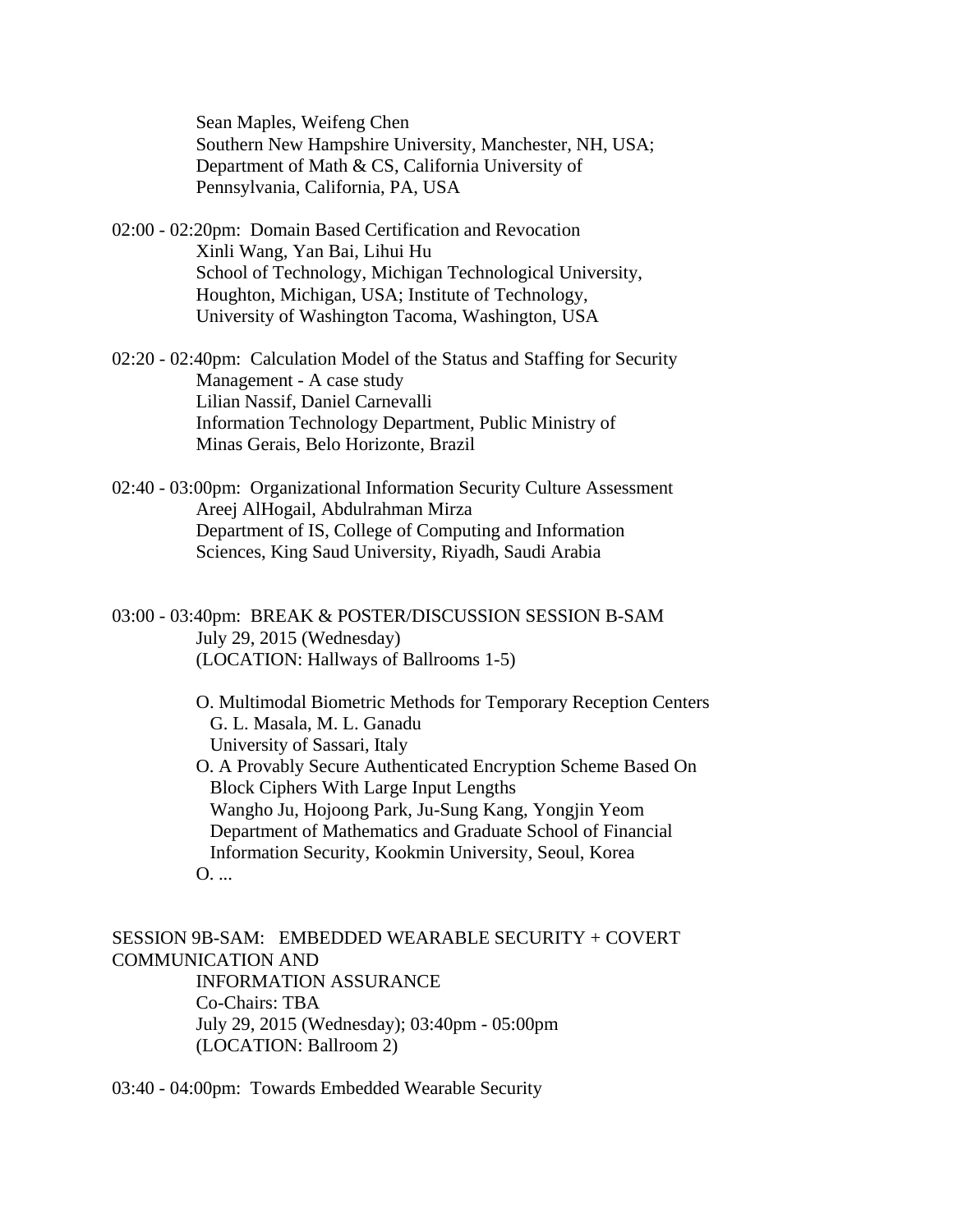Sean Maples, Weifeng Chen
Southern New Hampshire University, Manchester, NH, USA;
Department of Math & CS, California University of
Pennsylvania, California, PA, USA

02:00 - 02:20pm: Domain Based Certification and Revocation
Xinli Wang, Yan Bai, Lihui Hu
School of Technology, Michigan Technological University,
Houghton, Michigan, USA; Institute of Technology,
University of Washington Tacoma, Washington, USA

02:20 - 02:40pm: Calculation Model of the Status and Staffing for Security
Management - A case study
Lilian Nassif, Daniel Carnevalli
Information Technology Department, Public Ministry of
Minas Gerais, Belo Horizonte, Brazil

02:40 - 03:00pm: Organizational Information Security Culture Assessment
Areej AlHogail, Abdulrahman Mirza
Department of IS, College of Computing and Information
Sciences, King Saud University, Riyadh, Saudi Arabia

03:00 - 03:40pm: BREAK & POSTER/DISCUSSION SESSION B-SAM
July 29, 2015 (Wednesday)
(LOCATION: Hallways of Ballrooms 1-5)

O. Multimodal Biometric Methods for Temporary Reception Centers
G. L. Masala, M. L. Ganadu
University of Sassari, Italy

O. A Provably Secure Authenticated Encryption Scheme Based On
Block Ciphers With Large Input Lengths
Wangho Ju, Hojoong Park, Ju-Sung Kang, Yongjin Yeom
Department of Mathematics and Graduate School of Financial
Information Security, Kookmin University, Seoul, Korea

O. ...

SESSION 9B-SAM: EMBEDDED WEARABLE SECURITY + COVERT COMMUNICATION AND
INFORMATION ASSURANCE
Co-Chairs: TBA
July 29, 2015 (Wednesday); 03:40pm - 05:00pm
(LOCATION: Ballroom 2)

03:40 - 04:00pm: Towards Embedded Wearable Security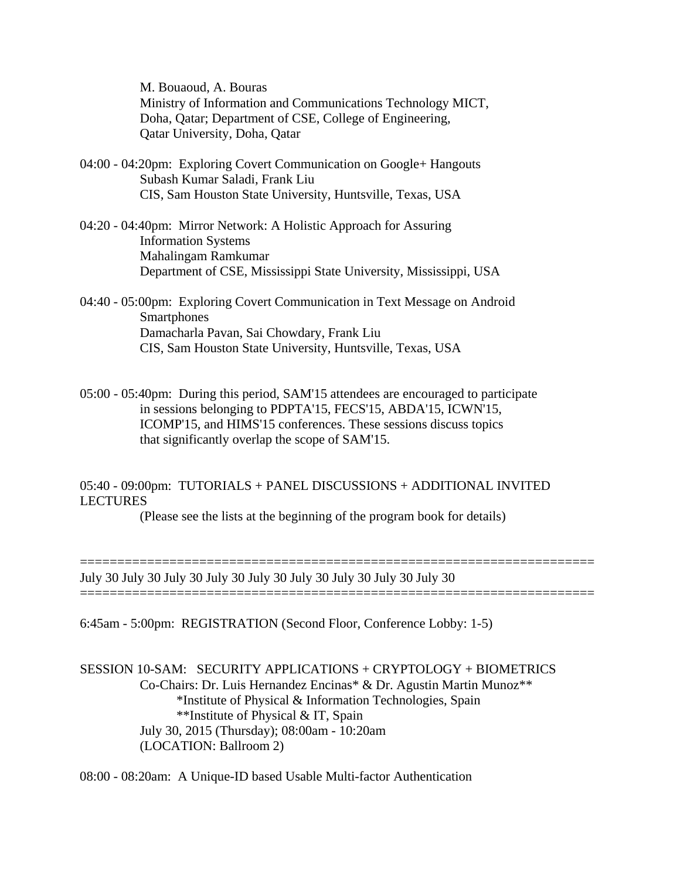M. Bouaoud, A. Bouras
Ministry of Information and Communications Technology MICT, Doha, Qatar; Department of CSE, College of Engineering, Qatar University, Doha, Qatar

04:00 - 04:20pm: Exploring Covert Communication on Google+ Hangouts
Subash Kumar Saladi, Frank Liu
CIS, Sam Houston State University, Huntsville, Texas, USA

04:20 - 04:40pm: Mirror Network: A Holistic Approach for Assuring Information Systems
Mahalingam Ramkumar
Department of CSE, Mississippi State University, Mississippi, USA

04:40 - 05:00pm: Exploring Covert Communication in Text Message on Android Smartphones
Damacharla Pavan, Sai Chowdary, Frank Liu
CIS, Sam Houston State University, Huntsville, Texas, USA

05:00 - 05:40pm: During this period, SAM'15 attendees are encouraged to participate in sessions belonging to PDPTA'15, FECS'15, ABDA'15, ICWN'15, ICOMP'15, and HIMS'15 conferences. These sessions discuss topics that significantly overlap the scope of SAM'15.

05:40 - 09:00pm: TUTORIALS + PANEL DISCUSSIONS + ADDITIONAL INVITED LECTURES
(Please see the lists at the beginning of the program book for details)

====================================================================
July 30 July 30 July 30 July 30 July 30 July 30 July 30 July 30 July 30
====================================================================

6:45am - 5:00pm: REGISTRATION (Second Floor, Conference Lobby: 1-5)

SESSION 10-SAM: SECURITY APPLICATIONS + CRYPTOLOGY + BIOMETRICS
Co-Chairs: Dr. Luis Hernandez Encinas* & Dr. Agustin Martin Munoz**
*Institute of Physical & Information Technologies, Spain
**Institute of Physical & IT, Spain
July 30, 2015 (Thursday); 08:00am - 10:20am
(LOCATION: Ballroom 2)

08:00 - 08:20am: A Unique-ID based Usable Multi-factor Authentication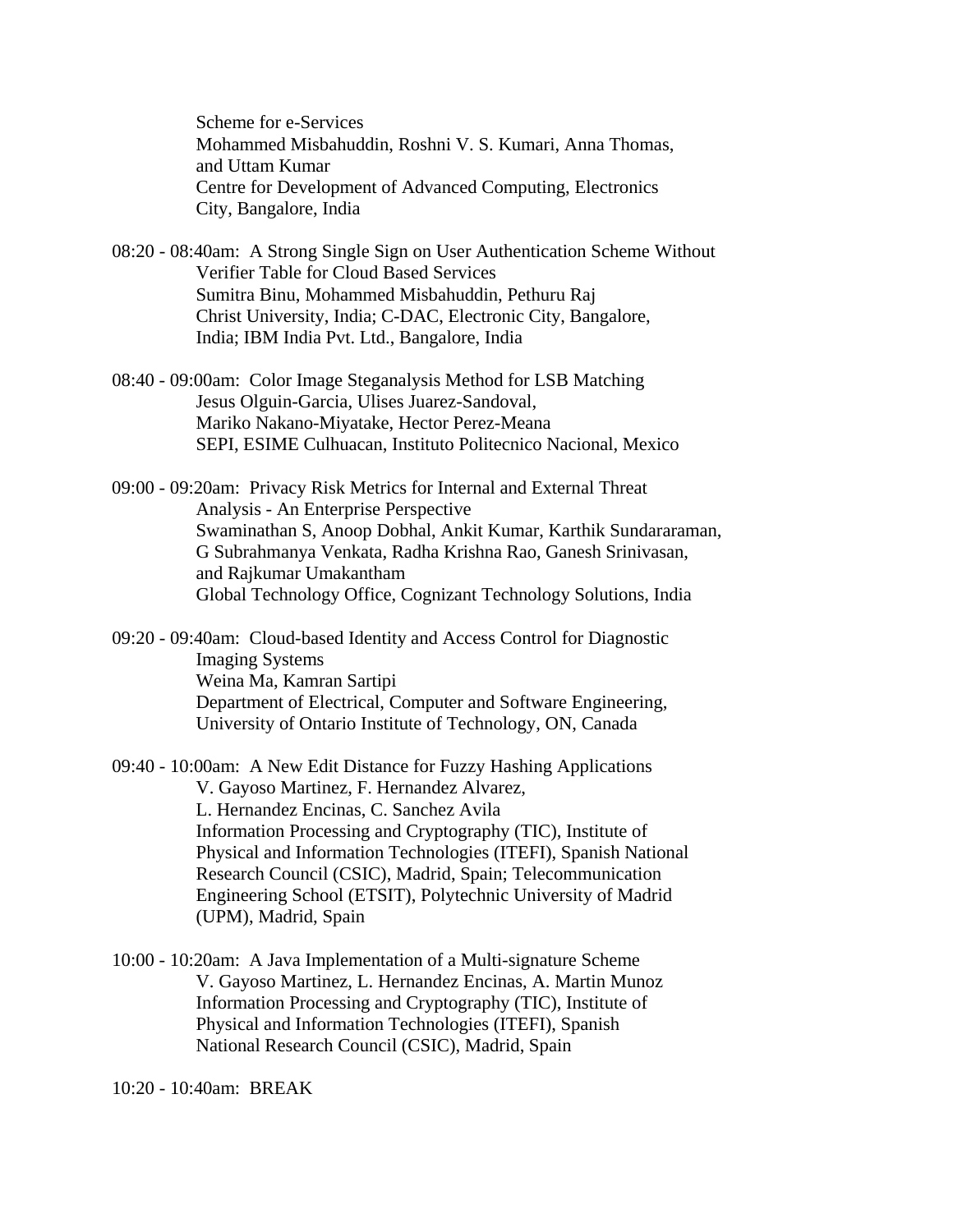Scheme for e-Services
Mohammed Misbahuddin, Roshni V. S. Kumari, Anna Thomas, and Uttam Kumar
Centre for Development of Advanced Computing, Electronics City, Bangalore, India

08:20 - 08:40am: A Strong Single Sign on User Authentication Scheme Without Verifier Table for Cloud Based Services
Sumitra Binu, Mohammed Misbahuddin, Pethuru Raj
Christ University, India; C-DAC, Electronic City, Bangalore, India; IBM India Pvt. Ltd., Bangalore, India

08:40 - 09:00am: Color Image Steganalysis Method for LSB Matching
Jesus Olguin-Garcia, Ulises Juarez-Sandoval, Mariko Nakano-Miyatake, Hector Perez-Meana
SEPI, ESIME Culhuacan, Instituto Politecnico Nacional, Mexico

09:00 - 09:20am: Privacy Risk Metrics for Internal and External Threat Analysis - An Enterprise Perspective
Swaminathan S, Anoop Dobhal, Ankit Kumar, Karthik Sundararaman, G Subrahmanya Venkata, Radha Krishna Rao, Ganesh Srinivasan, and Rajkumar Umakantham
Global Technology Office, Cognizant Technology Solutions, India

09:20 - 09:40am: Cloud-based Identity and Access Control for Diagnostic Imaging Systems
Weina Ma, Kamran Sartipi
Department of Electrical, Computer and Software Engineering, University of Ontario Institute of Technology, ON, Canada

09:40 - 10:00am: A New Edit Distance for Fuzzy Hashing Applications
V. Gayoso Martinez, F. Hernandez Alvarez, L. Hernandez Encinas, C. Sanchez Avila
Information Processing and Cryptography (TIC), Institute of Physical and Information Technologies (ITEFI), Spanish National Research Council (CSIC), Madrid, Spain; Telecommunication Engineering School (ETSIT), Polytechnic University of Madrid (UPM), Madrid, Spain

10:00 - 10:20am: A Java Implementation of a Multi-signature Scheme
V. Gayoso Martinez, L. Hernandez Encinas, A. Martin Munoz
Information Processing and Cryptography (TIC), Institute of Physical and Information Technologies (ITEFI), Spanish National Research Council (CSIC), Madrid, Spain

10:20 - 10:40am: BREAK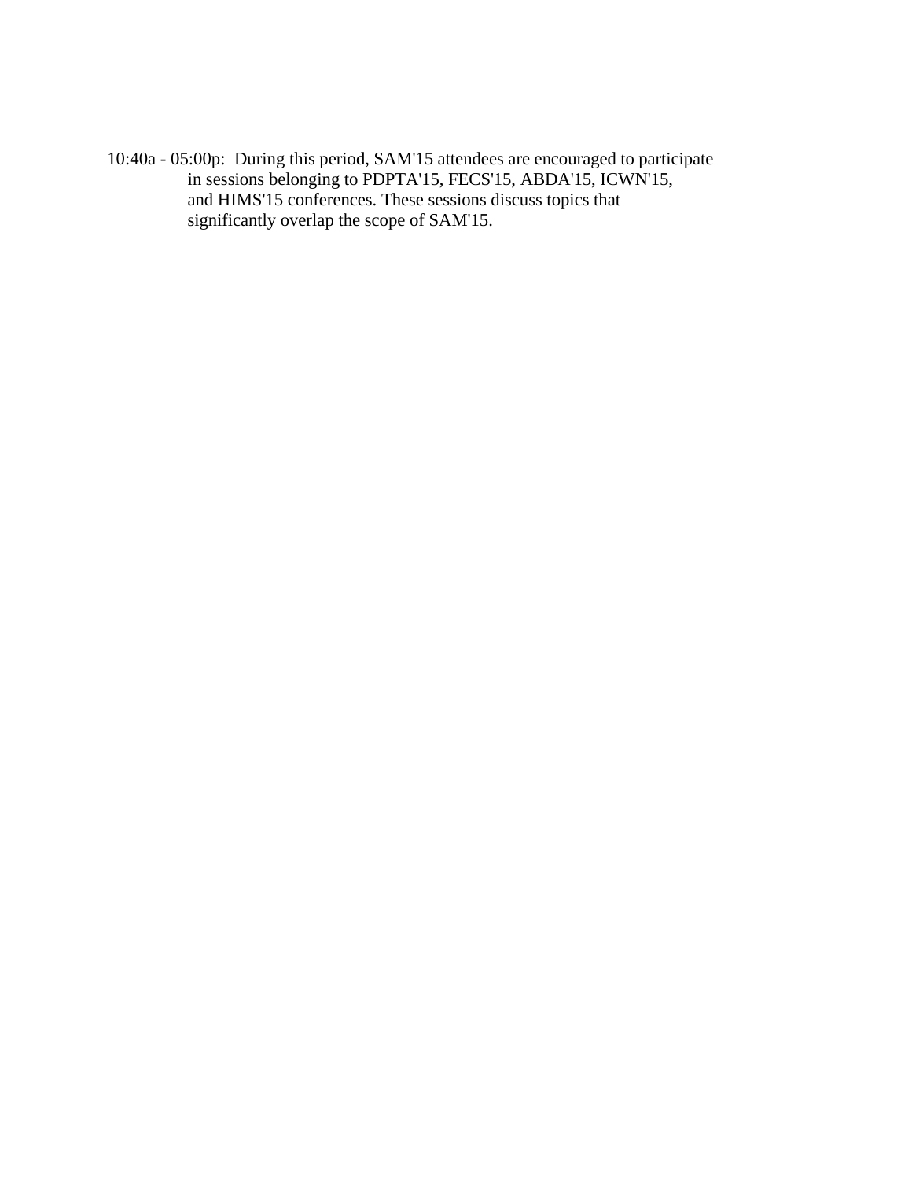10:40a - 05:00p: During this period, SAM'15 attendees are encouraged to participate in sessions belonging to PDPTA'15, FECS'15, ABDA'15, ICWN'15, and HIMS'15 conferences. These sessions discuss topics that significantly overlap the scope of SAM'15.